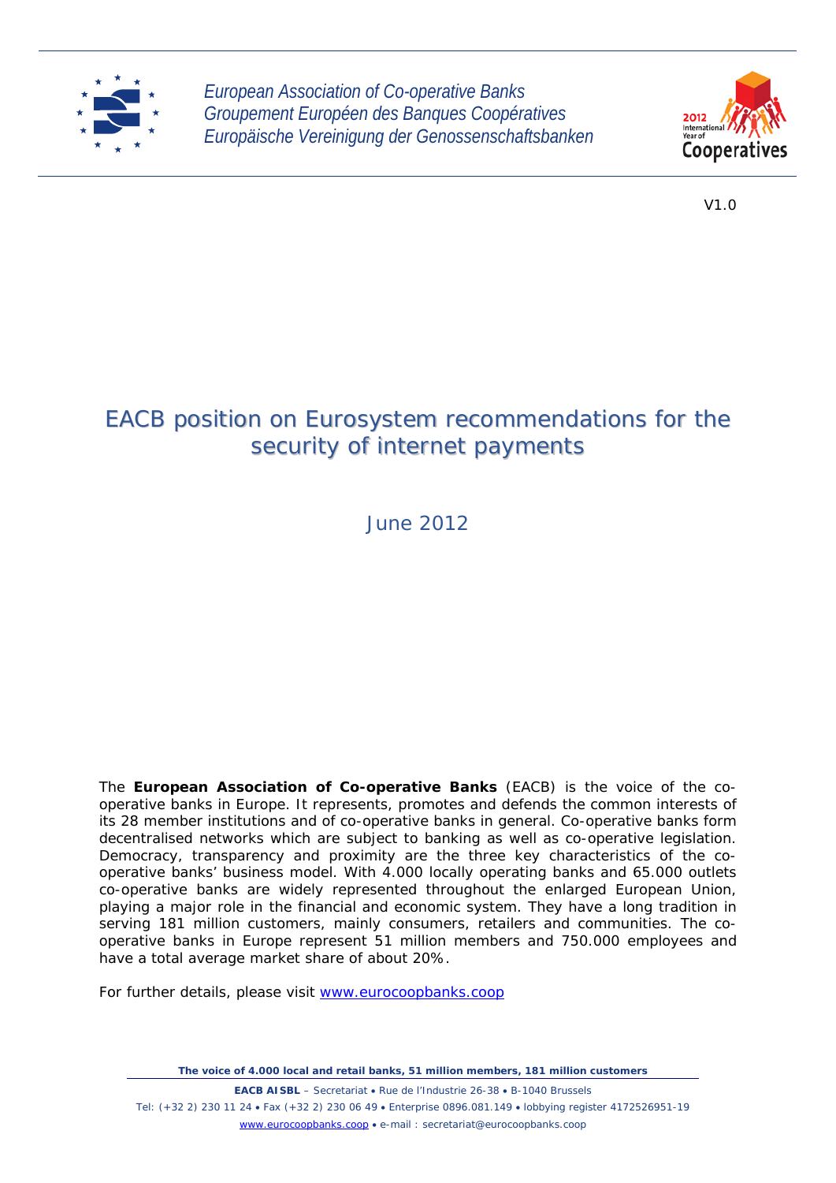*European Association of Co-operative Banks*
*Groupement Européen des Banques Coopératives*
*Europäische Vereinigung der Genossenschaftsbanken*

V1.0

# EACB position on Eurosystem recommendations for the security of internet payments

June 2012

The **European Association of Co-operative Banks** (EACB) is the voice of the co-operative banks in Europe. It represents, promotes and defends the common interests of its 28 member institutions and of co-operative banks in general. Co-operative banks form decentralised networks which are subject to banking as well as co-operative legislation. Democracy, transparency and proximity are the three key characteristics of the co-operative banks' business model. With 4.000 locally operating banks and 65.000 outlets co-operative banks are widely represented throughout the enlarged European Union, playing a major role in the financial and economic system. They have a long tradition in serving 181 million customers, mainly consumers, retailers and communities. The co-operative banks in Europe represent 51 million members and 750.000 employees and have a total average market share of about 20%.

For further details, please visit www.eurocoopbanks.coop

**The voice of 4.000 local and retail banks, 51 million members, 181 million customers**

**EACB AISBL** – Secretariat • Rue de l'Industrie 26-38 • B-1040 Brussels
Tel: (+32 2) 230 11 24 • Fax (+32 2) 230 06 49 • Enterprise 0896.081.149 • lobbying register 4172526951-19
www.eurocoopbanks.coop • e-mail : secretariat@eurocoopbanks.coop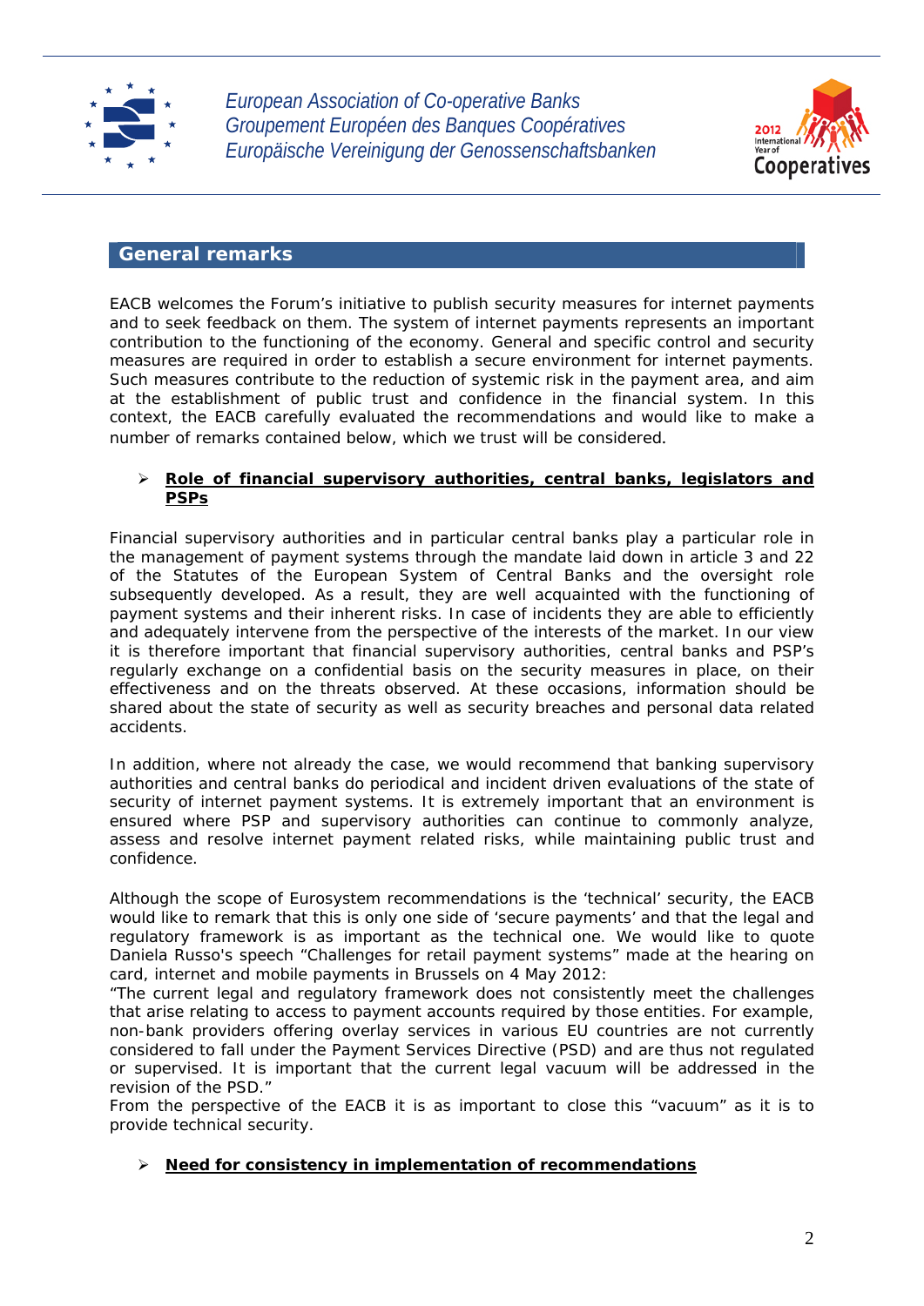## General remarks

EACB welcomes the Forum's initiative to publish security measures for internet payments and to seek feedback on them. The system of internet payments represents an important contribution to the functioning of the economy. General and specific control and security measures are required in order to establish a secure environment for internet payments. Such measures contribute to the reduction of systemic risk in the payment area, and aim at the establishment of public trust and confidence in the financial system. In this context, the EACB carefully evaluated the recommendations and would like to make a number of remarks contained below, which we trust will be considered.

- **Role of financial supervisory authorities, central banks, legislators and PSPs**

Financial supervisory authorities and in particular central banks play a particular role in the management of payment systems through the mandate laid down in article 3 and 22 of the Statutes of the European System of Central Banks and the oversight role subsequently developed. As a result, they are well acquainted with the functioning of payment systems and their inherent risks. In case of incidents they are able to efficiently and adequately intervene from the perspective of the interests of the market. In our view it is therefore important that financial supervisory authorities, central banks and PSP's regularly exchange on a confidential basis on the security measures in place, on their effectiveness and on the threats observed. At these occasions, information should be shared about the state of security as well as security breaches and personal data related accidents.

In addition, where not already the case, we would recommend that banking supervisory authorities and central banks do periodical and incident driven evaluations of the state of security of internet payment systems. It is extremely important that an environment is ensured where PSP and supervisory authorities can continue to commonly analyze, assess and resolve internet payment related risks, while maintaining public trust and confidence.

Although the scope of Eurosystem recommendations is the 'technical' security, the EACB would like to remark that this is only one side of 'secure payments' and that the legal and regulatory framework is as important as the technical one. We would like to quote Daniela Russo's speech "Challenges for retail payment systems" made at the hearing on card, internet and mobile payments in Brussels on 4 May 2012:
"The current legal and regulatory framework does not consistently meet the challenges that arise relating to access to payment accounts required by those entities. For example, non-bank providers offering overlay services in various EU countries are not currently considered to fall under the Payment Services Directive (PSD) and are thus not regulated or supervised. It is important that the current legal vacuum will be addressed in the revision of the PSD."
From the perspective of the EACB it is as important to close this "vacuum" as it is to provide technical security.

- **Need for consistency in implementation of recommendations**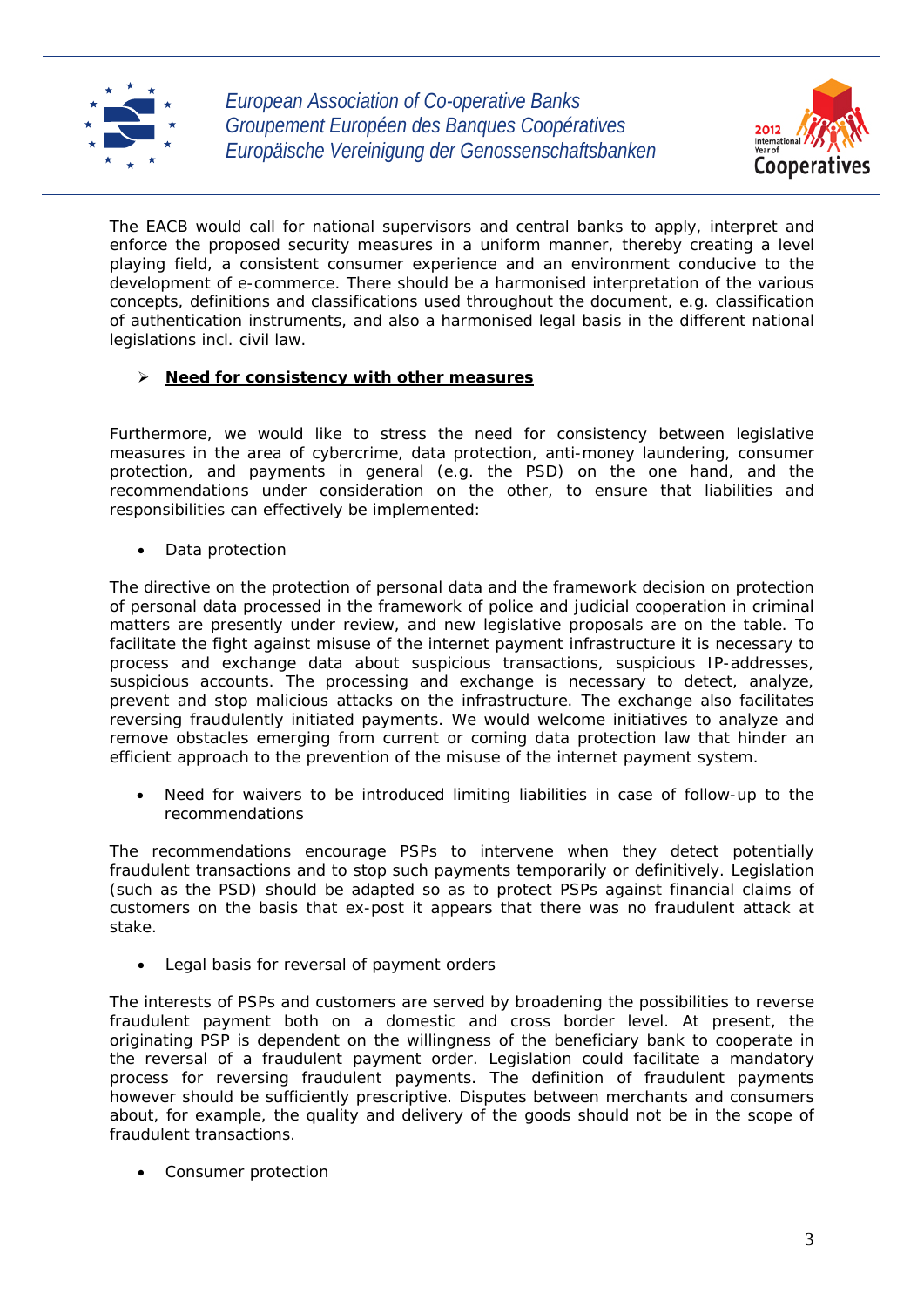The EACB would call for national supervisors and central banks to apply, interpret and enforce the proposed security measures in a uniform manner, thereby creating a level playing field, a consistent consumer experience and an environment conducive to the development of e-commerce. There should be a harmonised interpretation of the various concepts, definitions and classifications used throughout the document, e.g. classification of authentication instruments, and also a harmonised legal basis in the different national legislations incl. civil law.

- **Need for consistency with other measures**

Furthermore, we would like to stress the need for consistency between legislative measures in the area of cybercrime, data protection, anti-money laundering, consumer protection, and payments in general (e.g. the PSD) on the one hand, and the recommendations under consideration on the other, to ensure that liabilities and responsibilities can effectively be implemented:

- Data protection

The directive on the protection of personal data and the framework decision on protection of personal data processed in the framework of police and judicial cooperation in criminal matters are presently under review, and new legislative proposals are on the table. To facilitate the fight against misuse of the internet payment infrastructure it is necessary to process and exchange data about suspicious transactions, suspicious IP-addresses, suspicious accounts. The processing and exchange is necessary to detect, analyze, prevent and stop malicious attacks on the infrastructure. The exchange also facilitates reversing fraudulently initiated payments. We would welcome initiatives to analyze and remove obstacles emerging from current or coming data protection law that hinder an efficient approach to the prevention of the misuse of the internet payment system.

- Need for waivers to be introduced limiting liabilities in case of follow-up to the recommendations

The recommendations encourage PSPs to intervene when they detect potentially fraudulent transactions and to stop such payments temporarily or definitively. Legislation (such as the PSD) should be adapted so as to protect PSPs against financial claims of customers on the basis that ex-post it appears that there was no fraudulent attack at stake.

- Legal basis for reversal of payment orders

The interests of PSPs and customers are served by broadening the possibilities to reverse fraudulent payment both on a domestic and cross border level. At present, the originating PSP is dependent on the willingness of the beneficiary bank to cooperate in the reversal of a fraudulent payment order. Legislation could facilitate a mandatory process for reversing fraudulent payments. The definition of fraudulent payments however should be sufficiently prescriptive. Disputes between merchants and consumers about, for example, the quality and delivery of the goods should not be in the scope of fraudulent transactions.

- Consumer protection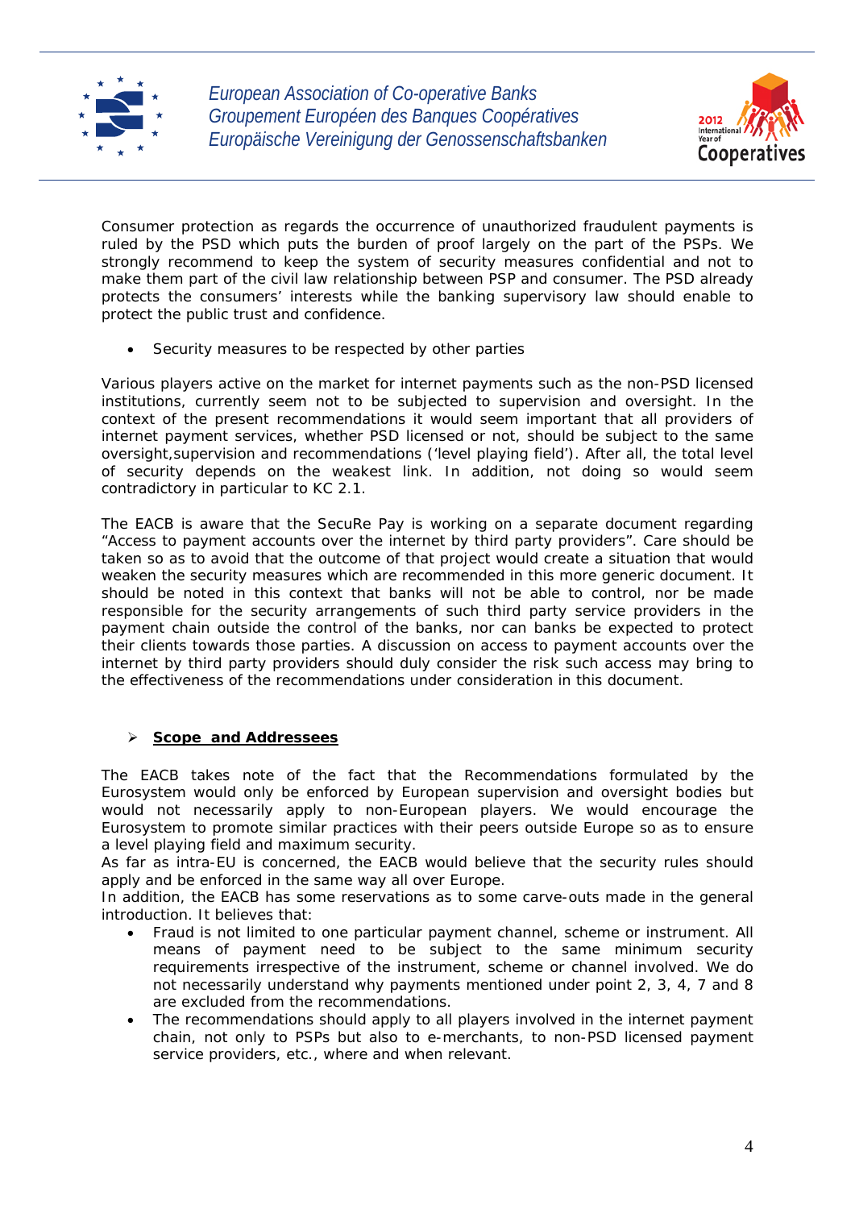Consumer protection as regards the occurrence of unauthorized fraudulent payments is ruled by the PSD which puts the burden of proof largely on the part of the PSPs. We strongly recommend to keep the system of security measures confidential and not to make them part of the civil law relationship between PSP and consumer. The PSD already protects the consumers' interests while the banking supervisory law should enable to protect the public trust and confidence.

- Security measures to be respected by other parties

Various players active on the market for internet payments such as the non-PSD licensed institutions, currently seem not to be subjected to supervision and oversight. In the context of the present recommendations it would seem important that all providers of internet payment services, whether PSD licensed or not, should be subject to the same oversight,supervision and recommendations ('level playing field'). After all, the total level of security depends on the weakest link. In addition, not doing so would seem contradictory in particular to KC 2.1.

The EACB is aware that the SecuRe Pay is working on a separate document regarding "Access to payment accounts over the internet by third party providers". Care should be taken so as to avoid that the outcome of that project would create a situation that would weaken the security measures which are recommended in this more generic document. It should be noted in this context that banks will not be able to control, nor be made responsible for the security arrangements of such third party service providers in the payment chain outside the control of the banks, nor can banks be expected to protect their clients towards those parties. A discussion on access to payment accounts over the internet by third party providers should duly consider the risk such access may bring to the effectiveness of the recommendations under consideration in this document.

## **Scope and Addressees**

The EACB takes note of the fact that the Recommendations formulated by the Eurosystem would only be enforced by European supervision and oversight bodies but would not necessarily apply to non-European players. We would encourage the Eurosystem to promote similar practices with their peers outside Europe so as to ensure a level playing field and maximum security.

As far as intra-EU is concerned, the EACB would believe that the security rules should apply and be enforced in the same way all over Europe.

In addition, the EACB has some reservations as to some carve-outs made in the general introduction. It believes that:

- Fraud is not limited to one particular payment channel, scheme or instrument. All means of payment need to be subject to the same minimum security requirements irrespective of the instrument, scheme or channel involved. We do not necessarily understand why payments mentioned under point 2, 3, 4, 7 and 8 are excluded from the recommendations.
- The recommendations should apply to all players involved in the internet payment chain, not only to PSPs but also to e-merchants, to non-PSD licensed payment service providers, etc., where and when relevant.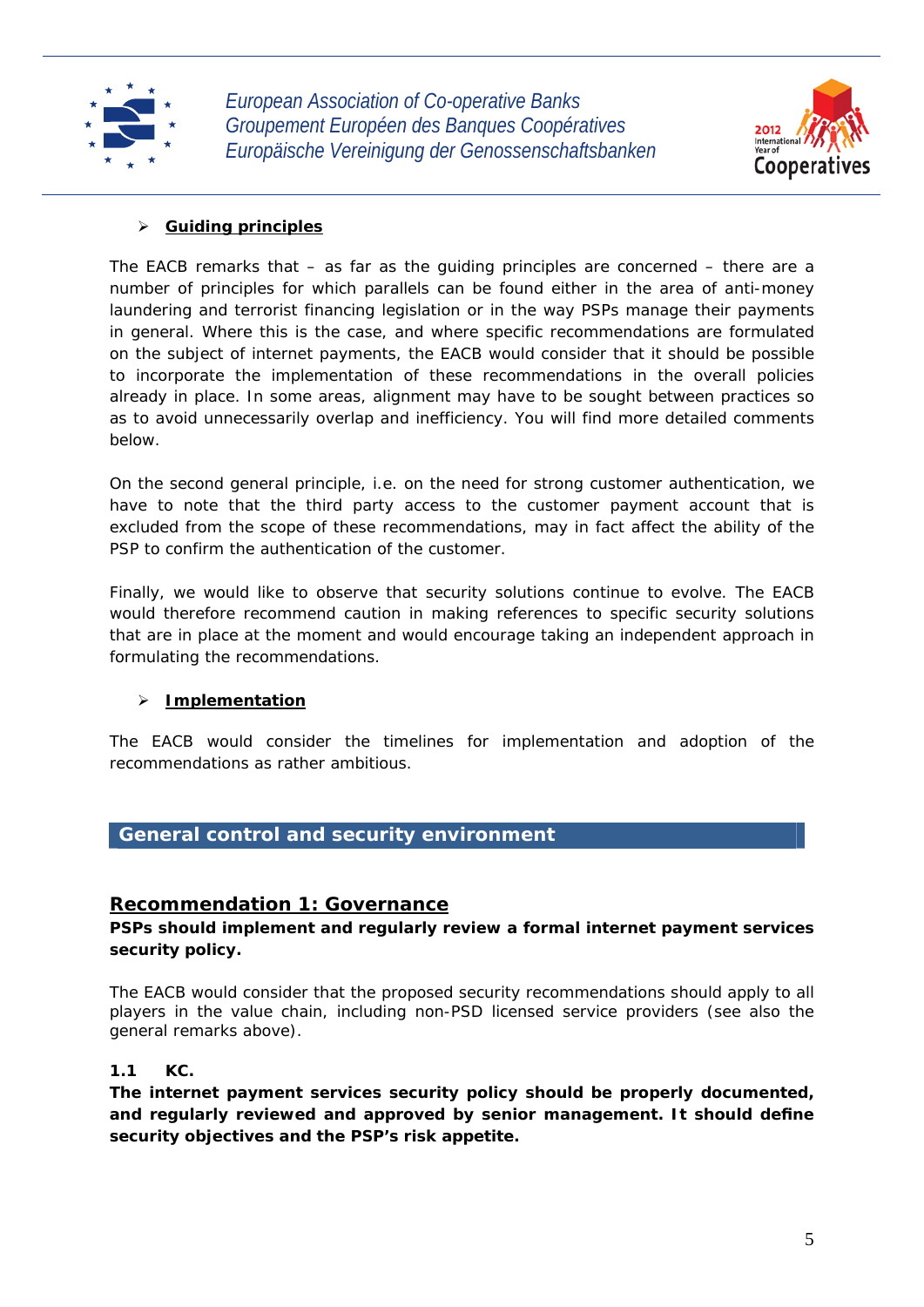- **Guiding principles**

The EACB remarks that – as far as the guiding principles are concerned – there are a number of principles for which parallels can be found either in the area of anti-money laundering and terrorist financing legislation or in the way PSPs manage their payments in general. Where this is the case, and where specific recommendations are formulated on the subject of internet payments, the EACB would consider that it should be possible to incorporate the implementation of these recommendations in the overall policies already in place. In some areas, alignment may have to be sought between practices so as to avoid unnecessarily overlap and inefficiency. You will find more detailed comments below.

On the second general principle, i.e. on the need for strong customer authentication, we have to note that the third party access to the customer payment account that is excluded from the scope of these recommendations, may in fact affect the ability of the PSP to confirm the authentication of the customer.

Finally, we would like to observe that security solutions continue to evolve. The EACB would therefore recommend caution in making references to specific security solutions that are in place at the moment and would encourage taking an independent approach in formulating the recommendations.

- **Implementation**

The EACB would consider the timelines for implementation and adoption of the recommendations as rather ambitious.

## General control and security environment

### Recommendation 1: Governance

**PSPs should implement and regularly review a formal internet payment services security policy.**

The EACB would consider that the proposed security recommendations should apply to all players in the value chain, including non-PSD licensed service providers (see also the general remarks above).

**1.1 KC.**

**The internet payment services security policy should be properly documented, and regularly reviewed and approved by senior management. It should define security objectives and the PSP's risk appetite.**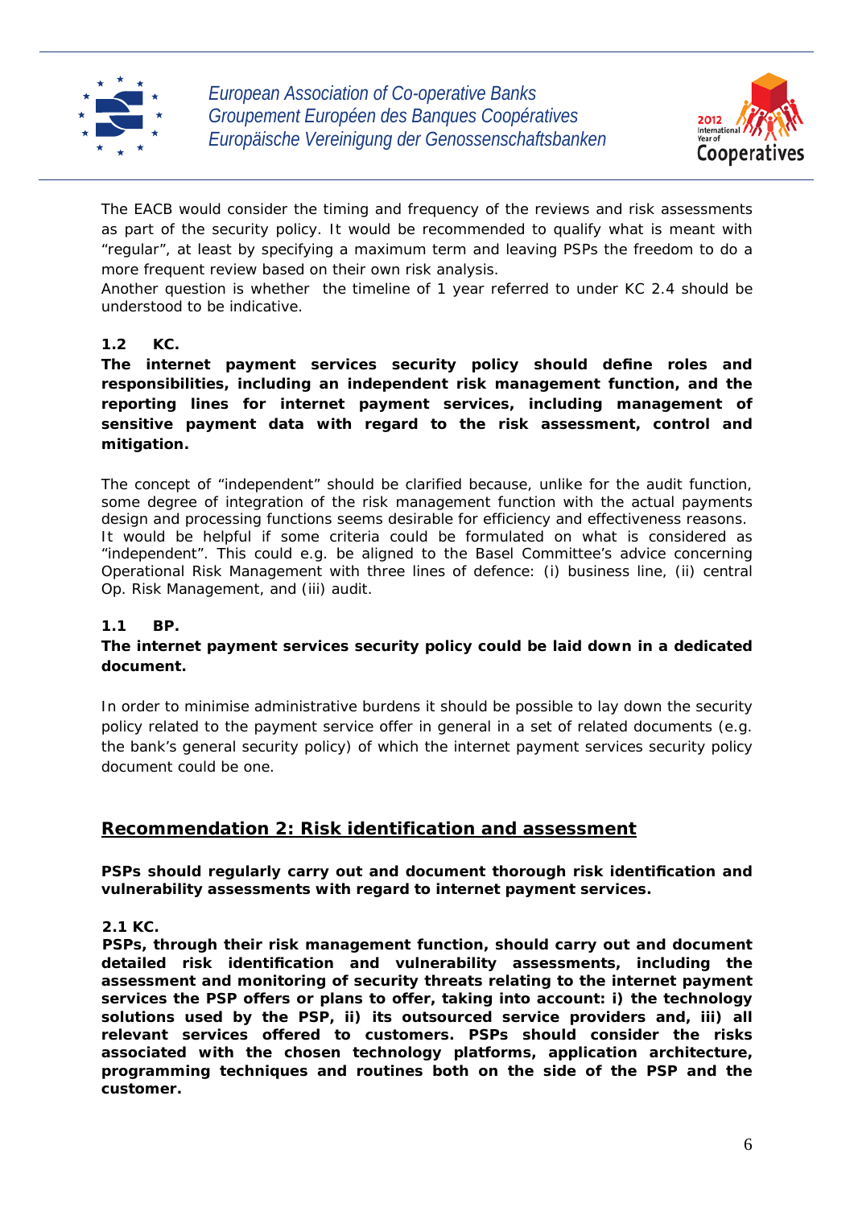The EACB would consider the timing and frequency of the reviews and risk assessments as part of the security policy. It would be recommended to qualify what is meant with "regular", at least by specifying a maximum term and leaving PSPs the freedom to do a more frequent review based on their own risk analysis.
Another question is whether the timeline of 1 year referred to under KC 2.4 should be understood to be indicative.

**1.2 KC.**
**The internet payment services security policy should define roles and responsibilities, including an independent risk management function, and the reporting lines for internet payment services, including management of sensitive payment data with regard to the risk assessment, control and mitigation.**

The concept of "independent" should be clarified because, unlike for the audit function, some degree of integration of the risk management function with the actual payments design and processing functions seems desirable for efficiency and effectiveness reasons.
It would be helpful if some criteria could be formulated on what is considered as "independent". This could e.g. be aligned to the Basel Committee's advice concerning Operational Risk Management with three lines of defence: (i) business line, (ii) central Op. Risk Management, and (iii) audit.

**1.1 BP.**
**The internet payment services security policy could be laid down in a dedicated document.**

In order to minimise administrative burdens it should be possible to lay down the security policy related to the payment service offer in general in a set of related documents (e.g. the bank's general security policy) of which the internet payment services security policy document could be one.

## Recommendation 2: Risk identification and assessment

**PSPs should regularly carry out and document thorough risk identification and vulnerability assessments with regard to internet payment services.**

**2.1 KC.**
**PSPs, through their risk management function, should carry out and document detailed risk identification and vulnerability assessments, including the assessment and monitoring of security threats relating to the internet payment services the PSP offers or plans to offer, taking into account: i) the technology solutions used by the PSP, ii) its outsourced service providers and, iii) all relevant services offered to customers. PSPs should consider the risks associated with the chosen technology platforms, application architecture, programming techniques and routines both on the side of the PSP and the customer.**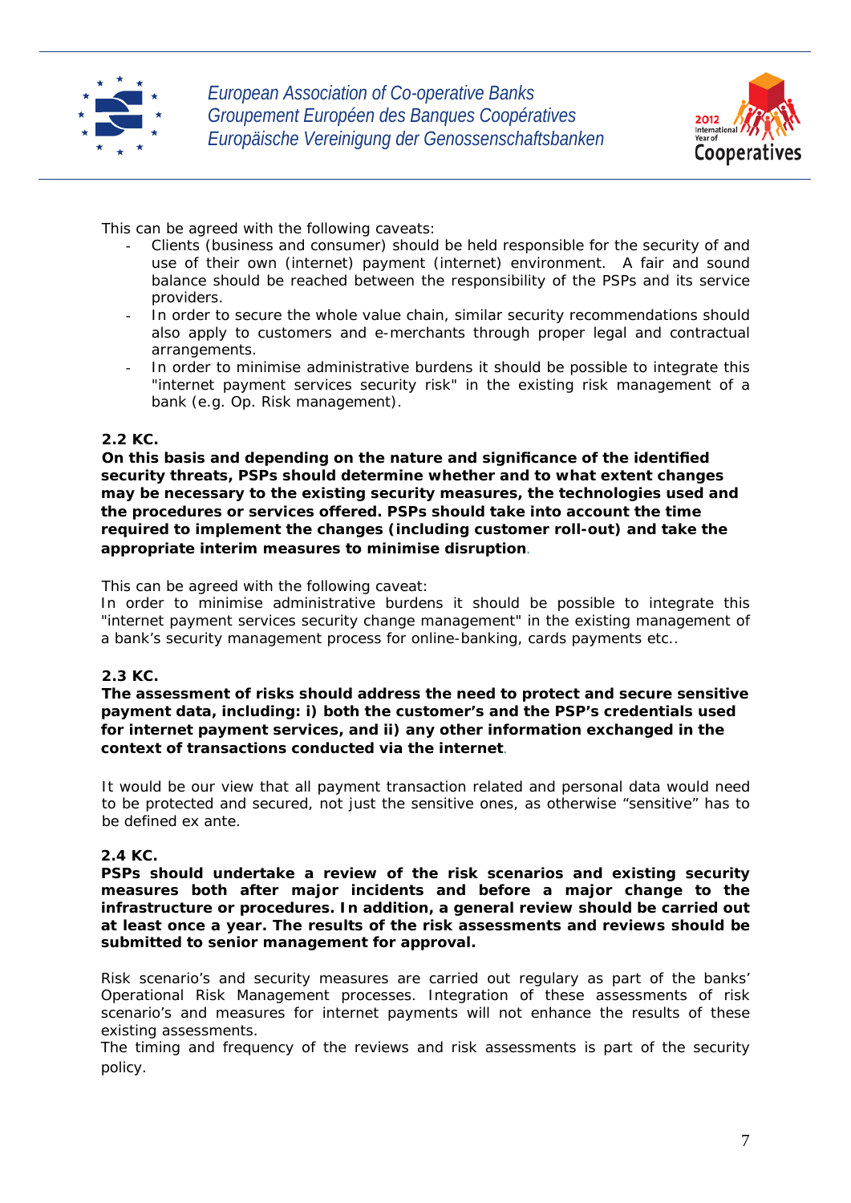This can be agreed with the following caveats:

- Clients (business and consumer) should be held responsible for the security of and use of their own (internet) payment (internet) environment. A fair and sound balance should be reached between the responsibility of the PSPs and its service providers.
- In order to secure the whole value chain, similar security recommendations should also apply to customers and e-merchants through proper legal and contractual arrangements.
- In order to minimise administrative burdens it should be possible to integrate this "internet payment services security risk" in the existing risk management of a bank (e.g. Op. Risk management).

**2.2 KC.**

**On this basis and depending on the nature and significance of the identified security threats, PSPs should determine whether and to what extent changes may be necessary to the existing security measures, the technologies used and the procedures or services offered. PSPs should take into account the time required to implement the changes (including customer roll-out) and take the appropriate interim measures to minimise disruption**.

This can be agreed with the following caveat:
In order to minimise administrative burdens it should be possible to integrate this "internet payment services security change management" in the existing management of a bank's security management process for online-banking, cards payments etc..

**2.3 KC.**

**The assessment of risks should address the need to protect and secure sensitive payment data, including: i) both the customer's and the PSP's credentials used for internet payment services, and ii) any other information exchanged in the context of transactions conducted via the internet**.

It would be our view that all payment transaction related and personal data would need to be protected and secured, not just the sensitive ones, as otherwise "sensitive" has to be defined ex ante.

**2.4 KC.**

**PSPs should undertake a review of the risk scenarios and existing security measures both after major incidents and before a major change to the infrastructure or procedures. In addition, a general review should be carried out at least once a year. The results of the risk assessments and reviews should be submitted to senior management for approval.**

Risk scenario's and security measures are carried out regulary as part of the banks' Operational Risk Management processes. Integration of these assessments of risk scenario's and measures for internet payments will not enhance the results of these existing assessments.
The timing and frequency of the reviews and risk assessments is part of the security policy.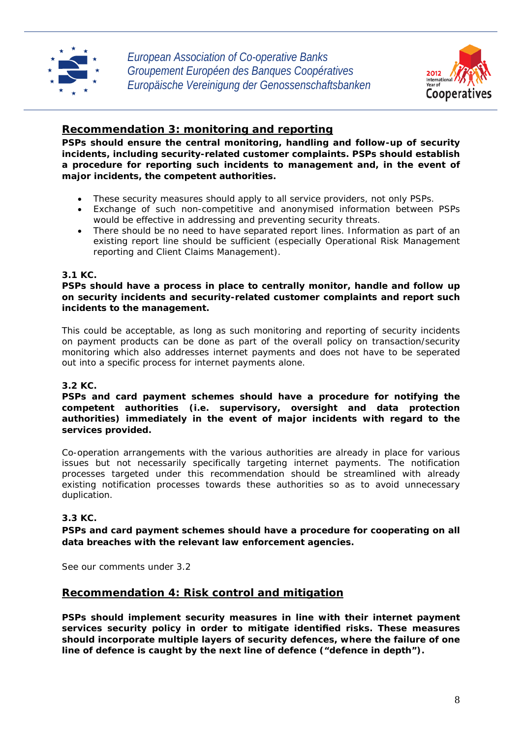## Recommendation 3: monitoring and reporting

**PSPs should ensure the central monitoring, handling and follow-up of security incidents, including security-related customer complaints. PSPs should establish a procedure for reporting such incidents to management and, in the event of major incidents, the competent authorities.**

- These security measures should apply to all service providers, not only PSPs.
- Exchange of such non-competitive and anonymised information between PSPs would be effective in addressing and preventing security threats.
- There should be no need to have separated report lines. Information as part of an existing report line should be sufficient (especially Operational Risk Management reporting and Client Claims Management).

**3.1 KC.**

**PSPs should have a process in place to centrally monitor, handle and follow up on security incidents and security-related customer complaints and report such incidents to the management.**

This could be acceptable, as long as such monitoring and reporting of security incidents on payment products can be done as part of the overall policy on transaction/security monitoring which also addresses internet payments and does not have to be seperated out into a specific process for internet payments alone.

**3.2 KC.**

**PSPs and card payment schemes should have a procedure for notifying the competent authorities (i.e. supervisory, oversight and data protection authorities) immediately in the event of major incidents with regard to the services provided.**

Co-operation arrangements with the various authorities are already in place for various issues but not necessarily specifically targeting internet payments. The notification processes targeted under this recommendation should be streamlined with already existing notification processes towards these authorities so as to avoid unnecessary duplication.

**3.3 KC.**

**PSPs and card payment schemes should have a procedure for cooperating on all data breaches with the relevant law enforcement agencies.**

See our comments under 3.2

## Recommendation 4: Risk control and mitigation

**PSPs should implement security measures in line with their internet payment services security policy in order to mitigate identified risks. These measures should incorporate multiple layers of security defences, where the failure of one line of defence is caught by the next line of defence ("defence in depth").**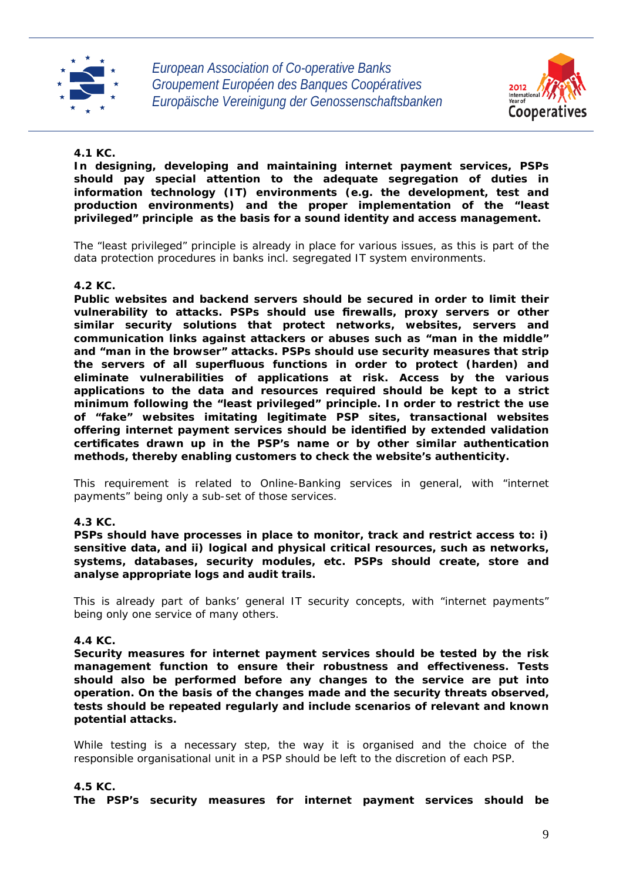**4.1 KC.**

**In designing, developing and maintaining internet payment services, PSPs should pay special attention to the adequate segregation of duties in information technology (IT) environments (e.g. the development, test and production environments) and the proper implementation of the "least privileged" principle as the basis for a sound identity and access management.**

The "least privileged" principle is already in place for various issues, as this is part of the data protection procedures in banks incl. segregated IT system environments.

**4.2 KC.**

**Public websites and backend servers should be secured in order to limit their vulnerability to attacks. PSPs should use firewalls, proxy servers or other similar security solutions that protect networks, websites, servers and communication links against attackers or abuses such as "man in the middle" and "man in the browser" attacks. PSPs should use security measures that strip the servers of all superfluous functions in order to protect (harden) and eliminate vulnerabilities of applications at risk. Access by the various applications to the data and resources required should be kept to a strict minimum following the "least privileged" principle. In order to restrict the use of "fake" websites imitating legitimate PSP sites, transactional websites offering internet payment services should be identified by extended validation certificates drawn up in the PSP's name or by other similar authentication methods, thereby enabling customers to check the website's authenticity.**

This requirement is related to Online-Banking services in general, with "internet payments" being only a sub-set of those services.

**4.3 KC.**

**PSPs should have processes in place to monitor, track and restrict access to: i) sensitive data, and ii) logical and physical critical resources, such as networks, systems, databases, security modules, etc. PSPs should create, store and analyse appropriate logs and audit trails.**

This is already part of banks' general IT security concepts, with "internet payments" being only one service of many others.

**4.4 KC.**

**Security measures for internet payment services should be tested by the risk management function to ensure their robustness and effectiveness. Tests should also be performed before any changes to the service are put into operation. On the basis of the changes made and the security threats observed, tests should be repeated regularly and include scenarios of relevant and known potential attacks.**

While testing is a necessary step, the way it is organised and the choice of the responsible organisational unit in a PSP should be left to the discretion of each PSP.

**4.5 KC.**

**The PSP's security measures for internet payment services should be**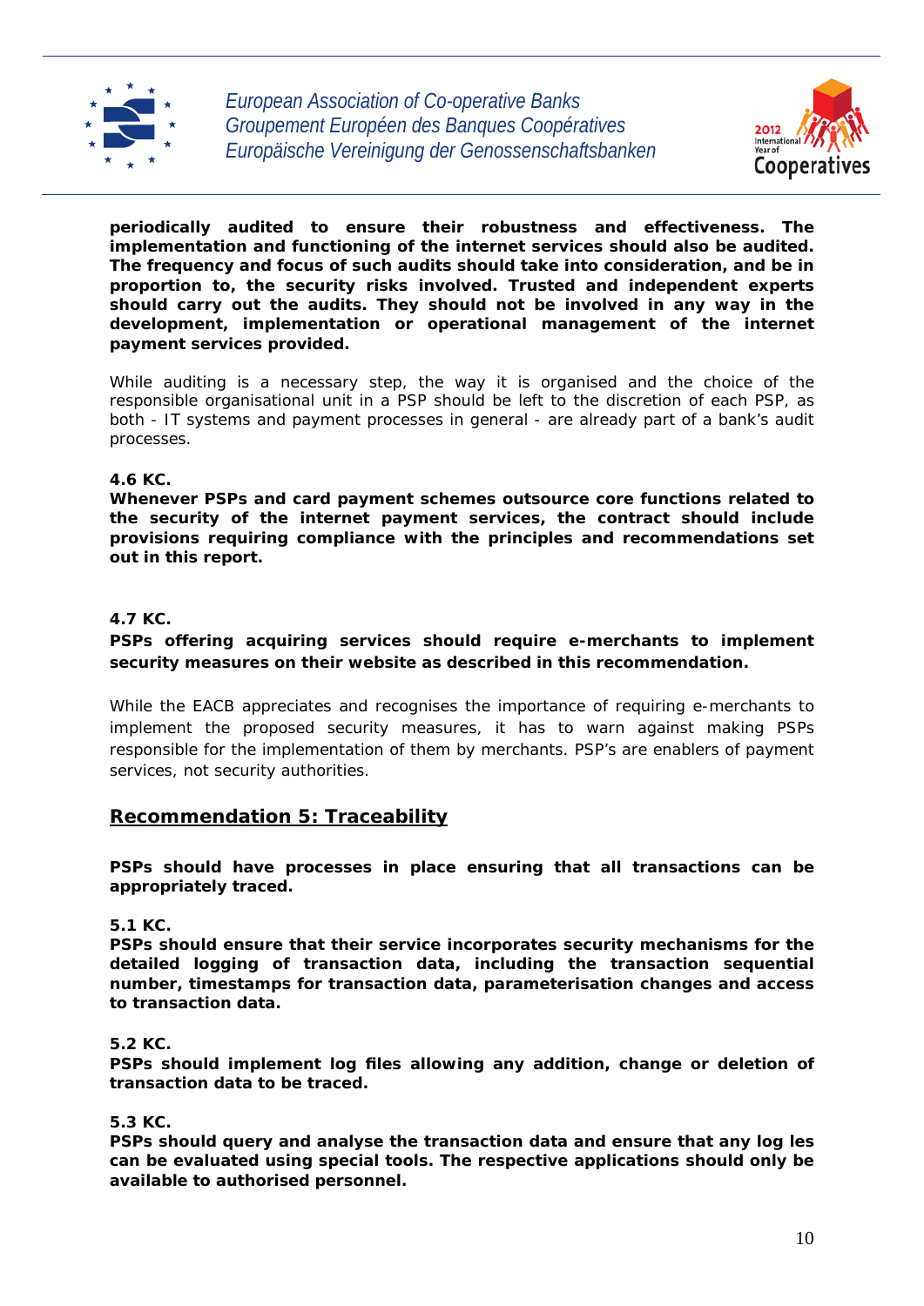**periodically audited to ensure their robustness and effectiveness. The implementation and functioning of the internet services should also be audited. The frequency and focus of such audits should take into consideration, and be in proportion to, the security risks involved. Trusted and independent experts should carry out the audits. They should not be involved in any way in the development, implementation or operational management of the internet payment services provided.**

While auditing is a necessary step, the way it is organised and the choice of the responsible organisational unit in a PSP should be left to the discretion of each PSP, as both - IT systems and payment processes in general - are already part of a bank's audit processes.

**4.6 KC.**
**Whenever PSPs and card payment schemes outsource core functions related to the security of the internet payment services, the contract should include provisions requiring compliance with the principles and recommendations set out in this report.**

**4.7 KC.**
**PSPs offering acquiring services should require e-merchants to implement security measures on their website as described in this recommendation.**

While the EACB appreciates and recognises the importance of requiring e-merchants to implement the proposed security measures, it has to warn against making PSPs responsible for the implementation of them by merchants. PSP's are enablers of payment services, not security authorities.

## Recommendation 5: Traceability

**PSPs should have processes in place ensuring that all transactions can be appropriately traced.**

**5.1 KC.**
**PSPs should ensure that their service incorporates security mechanisms for the detailed logging of transaction data, including the transaction sequential number, timestamps for transaction data, parameterisation changes and access to transaction data.**

**5.2 KC.**
**PSPs should implement log files allowing any addition, change or deletion of transaction data to be traced.**

**5.3 KC.**
**PSPs should query and analyse the transaction data and ensure that any log les can be evaluated using special tools. The respective applications should only be available to authorised personnel.**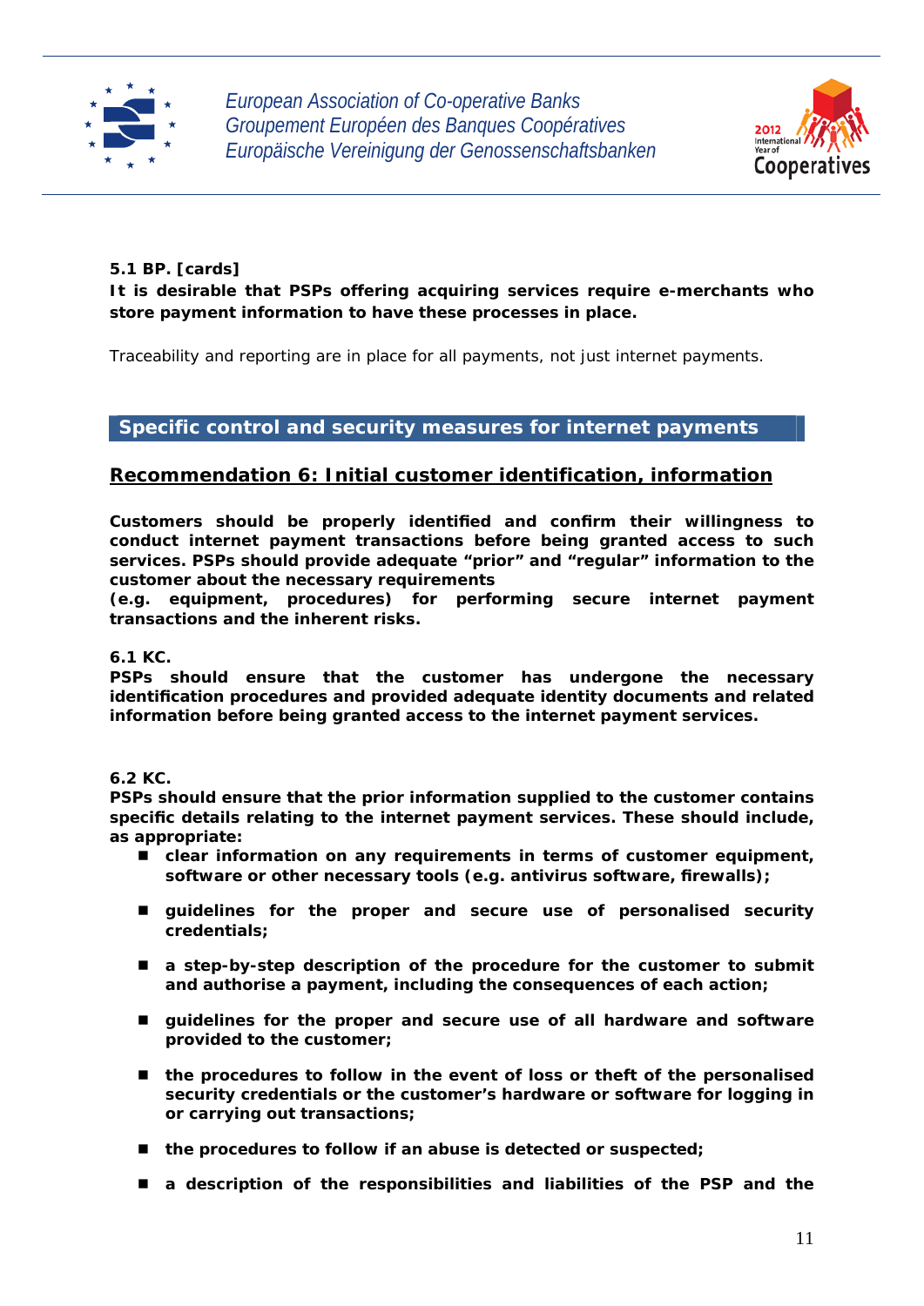**5.1 BP. [cards]**
**It is desirable that PSPs offering acquiring services require e-merchants who store payment information to have these processes in place.**

Traceability and reporting are in place for all payments, not just internet payments.

## Specific control and security measures for internet payments

### Recommendation 6: Initial customer identification, information

**Customers should be properly identified and confirm their willingness to conduct internet payment transactions before being granted access to such services. PSPs should provide adequate "prior" and "regular" information to the customer about the necessary requirements (e.g. equipment, procedures) for performing secure internet payment transactions and the inherent risks.**

**6.1 KC.**
**PSPs should ensure that the customer has undergone the necessary identification procedures and provided adequate identity documents and related information before being granted access to the internet payment services.**

**6.2 KC.**
**PSPs should ensure that the prior information supplied to the customer contains specific details relating to the internet payment services. These should include, as appropriate:**

- **clear information on any requirements in terms of customer equipment, software or other necessary tools (e.g. antivirus software, firewalls);**
- **guidelines for the proper and secure use of personalised security credentials;**
- **a step-by-step description of the procedure for the customer to submit and authorise a payment, including the consequences of each action;**
- **guidelines for the proper and secure use of all hardware and software provided to the customer;**
- **the procedures to follow in the event of loss or theft of the personalised security credentials or the customer's hardware or software for logging in or carrying out transactions;**
- **the procedures to follow if an abuse is detected or suspected;**
- **a description of the responsibilities and liabilities of the PSP and the**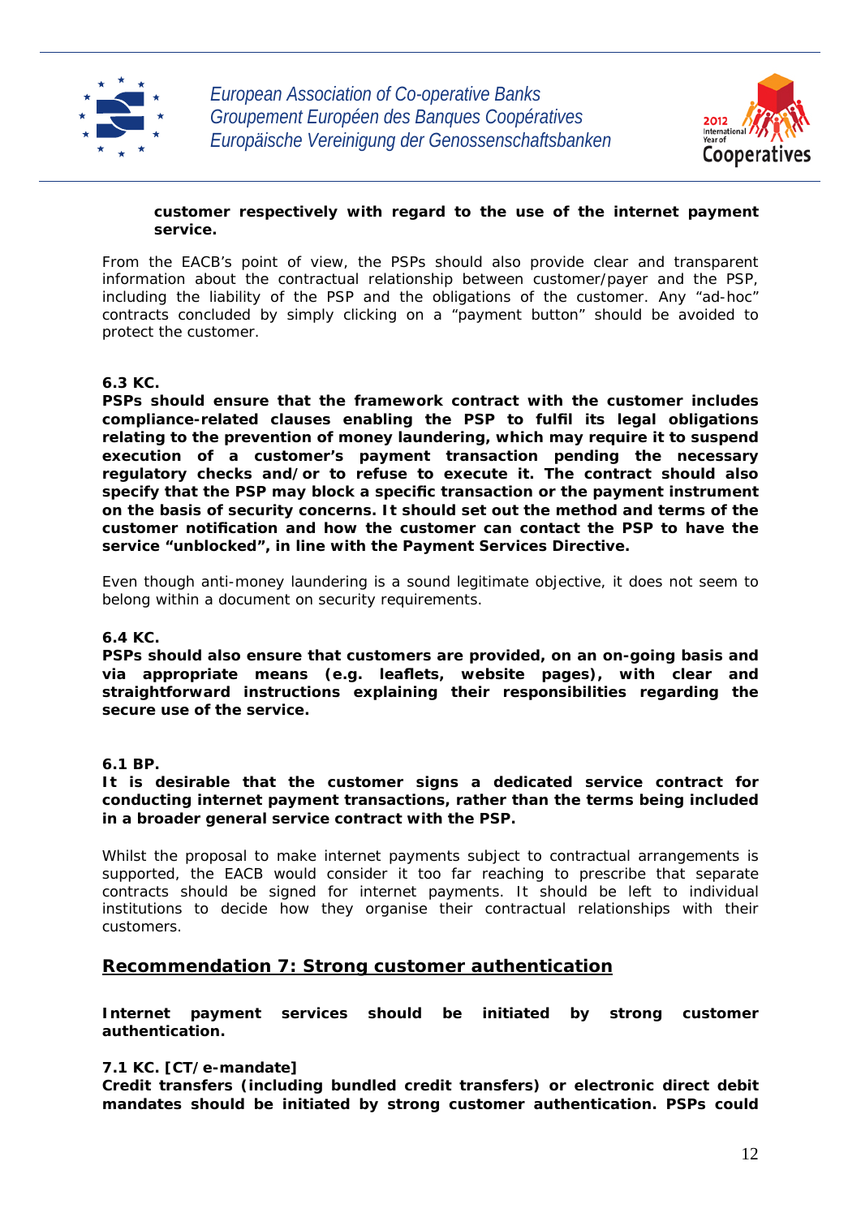**customer respectively with regard to the use of the internet payment service.**

From the EACB's point of view, the PSPs should also provide clear and transparent information about the contractual relationship between customer/payer and the PSP, including the liability of the PSP and the obligations of the customer. Any "ad-hoc" contracts concluded by simply clicking on a "payment button" should be avoided to protect the customer.

**6.3 KC.**
**PSPs should ensure that the framework contract with the customer includes compliance-related clauses enabling the PSP to fulfil its legal obligations relating to the prevention of money laundering, which may require it to suspend execution of a customer's payment transaction pending the necessary regulatory checks and/or to refuse to execute it. The contract should also specify that the PSP may block a specific transaction or the payment instrument on the basis of security concerns. It should set out the method and terms of the customer notification and how the customer can contact the PSP to have the service "unblocked", in line with the Payment Services Directive.**

Even though anti-money laundering is a sound legitimate objective, it does not seem to belong within a document on security requirements.

**6.4 KC.**
**PSPs should also ensure that customers are provided, on an on-going basis and via appropriate means (e.g. leaflets, website pages), with clear and straightforward instructions explaining their responsibilities regarding the secure use of the service.**

**6.1 BP.**
**It is desirable that the customer signs a dedicated service contract for conducting internet payment transactions, rather than the terms being included in a broader general service contract with the PSP.**

Whilst the proposal to make internet payments subject to contractual arrangements is supported, the EACB would consider it too far reaching to prescribe that separate contracts should be signed for internet payments. It should be left to individual institutions to decide how they organise their contractual relationships with their customers.

## Recommendation 7: Strong customer authentication

**Internet payment services should be initiated by strong customer authentication.**

**7.1 KC. [CT/e-mandate]**
**Credit transfers (including bundled credit transfers) or electronic direct debit mandates should be initiated by strong customer authentication. PSPs could**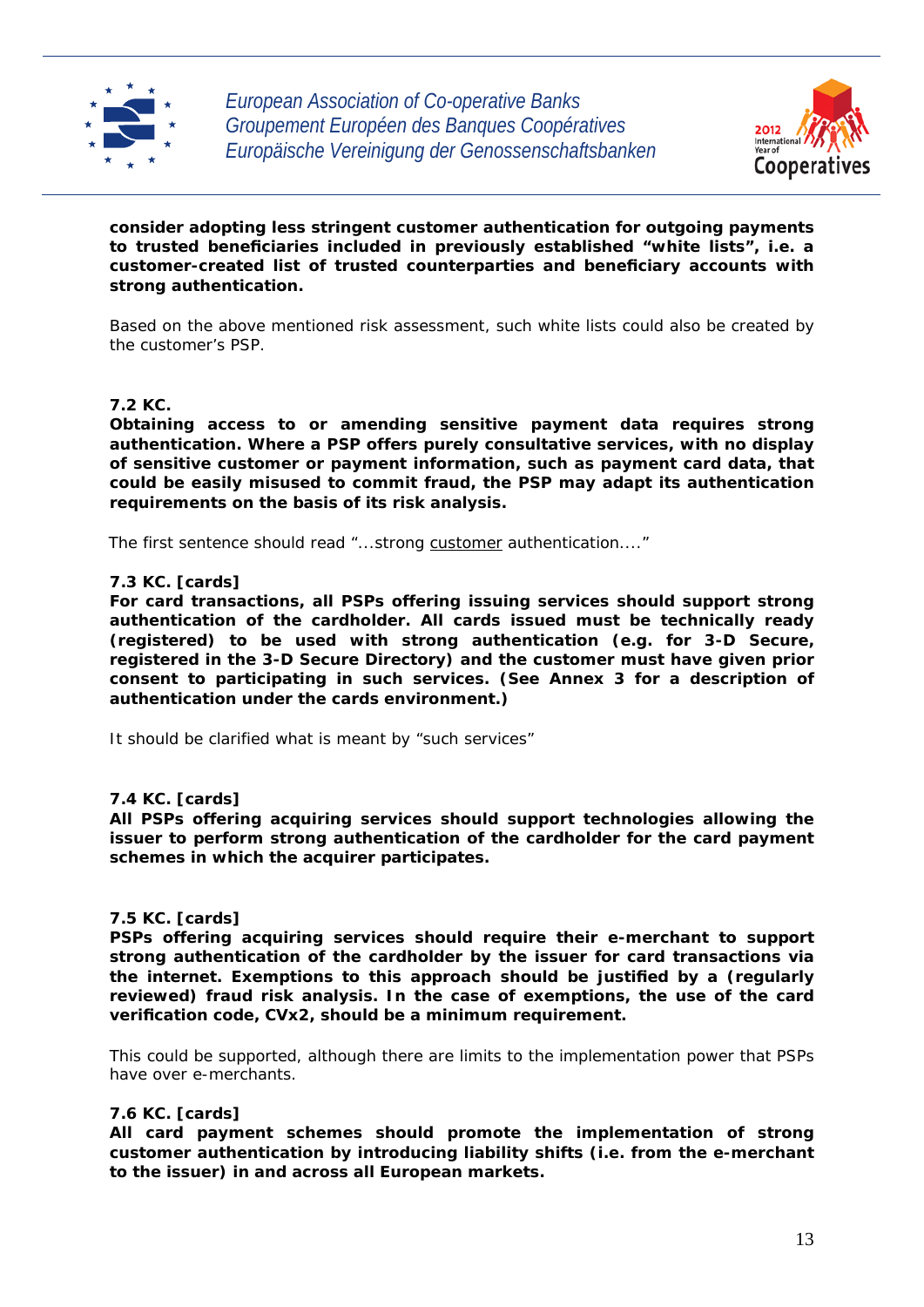**consider adopting less stringent customer authentication for outgoing payments to trusted beneficiaries included in previously established "white lists", i.e. a customer-created list of trusted counterparties and beneficiary accounts with strong authentication.**

Based on the above mentioned risk assessment, such white lists could also be created by the customer's PSP.

**7.2 KC.**
**Obtaining access to or amending sensitive payment data requires strong authentication. Where a PSP offers purely consultative services, with no display of sensitive customer or payment information, such as payment card data, that could be easily misused to commit fraud, the PSP may adapt its authentication requirements on the basis of its risk analysis.**

The first sentence should read "...strong <u>customer</u> authentication...."

**7.3 KC. [cards]**
**For card transactions, all PSPs offering issuing services should support strong authentication of the cardholder. All cards issued must be technically ready (registered) to be used with strong authentication (e.g. for 3-D Secure, registered in the 3-D Secure Directory) and the customer must have given prior consent to participating in such services. (See Annex 3 for a description of authentication under the cards environment.)**

It should be clarified what is meant by "such services"

**7.4 KC. [cards]**
**All PSPs offering acquiring services should support technologies allowing the issuer to perform strong authentication of the cardholder for the card payment schemes in which the acquirer participates.**

**7.5 KC. [cards]**
**PSPs offering acquiring services should require their e-merchant to support strong authentication of the cardholder by the issuer for card transactions via the internet. Exemptions to this approach should be justified by a (regularly reviewed) fraud risk analysis. In the case of exemptions, the use of the card verification code, CVx2, should be a minimum requirement.**

This could be supported, although there are limits to the implementation power that PSPs have over e-merchants.

**7.6 KC. [cards]**
**All card payment schemes should promote the implementation of strong customer authentication by introducing liability shifts (i.e. from the e-merchant to the issuer) in and across all European markets.**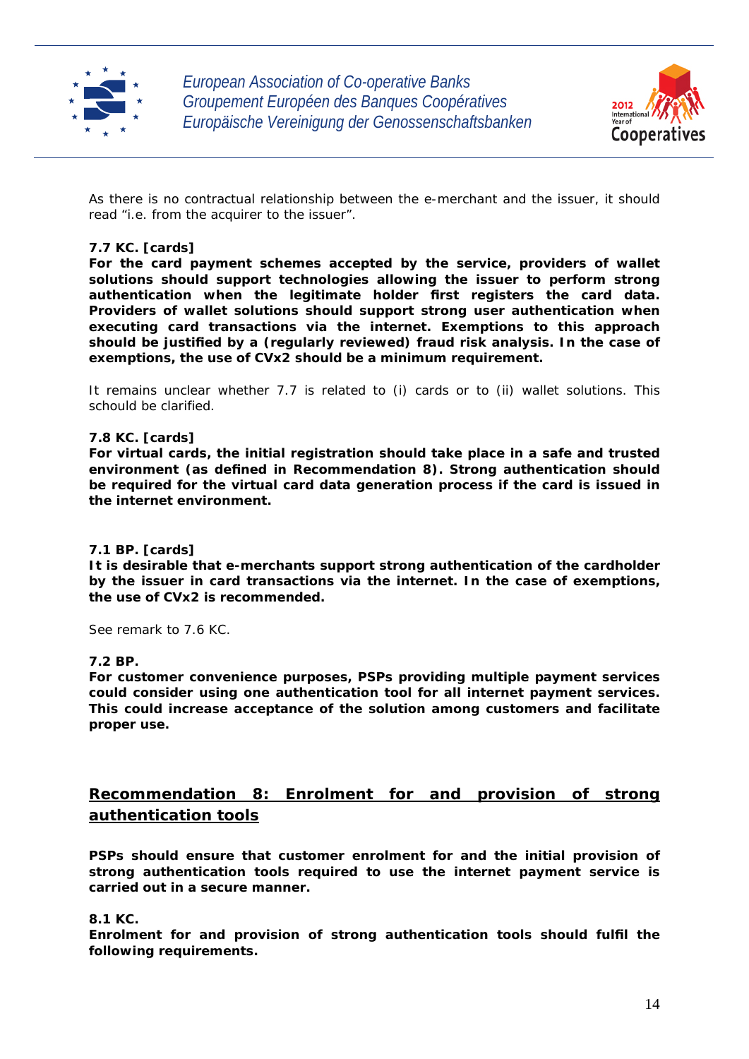As there is no contractual relationship between the e-merchant and the issuer, it should read “i.e. from the acquirer to the issuer”.

**7.7 KC. [cards]**
**For the card payment schemes accepted by the service, providers of wallet solutions should support technologies allowing the issuer to perform strong authentication when the legitimate holder first registers the card data. Providers of wallet solutions should support strong user authentication when executing card transactions via the internet. Exemptions to this approach should be justified by a (regularly reviewed) fraud risk analysis. In the case of exemptions, the use of CVx2 should be a minimum requirement.**

It remains unclear whether 7.7 is related to (i) cards or to (ii) wallet solutions. This schould be clarified.

**7.8 KC. [cards]**
**For virtual cards, the initial registration should take place in a safe and trusted environment (as defined in Recommendation 8). Strong authentication should be required for the virtual card data generation process if the card is issued in the internet environment.**

**7.1 BP. [cards]**
**It is desirable that e-merchants support strong authentication of the cardholder by the issuer in card transactions via the internet. In the case of exemptions, the use of CVx2 is recommended.**

See remark to 7.6 KC.

**7.2 BP.**
**For customer convenience purposes, PSPs providing multiple payment services could consider using one authentication tool for all internet payment services. This could increase acceptance of the solution among customers and facilitate proper use.**

## Recommendation 8: Enrolment for and provision of strong authentication tools

**PSPs should ensure that customer enrolment for and the initial provision of strong authentication tools required to use the internet payment service is carried out in a secure manner.**

**8.1 KC.**
**Enrolment for and provision of strong authentication tools should fulfil the following requirements.**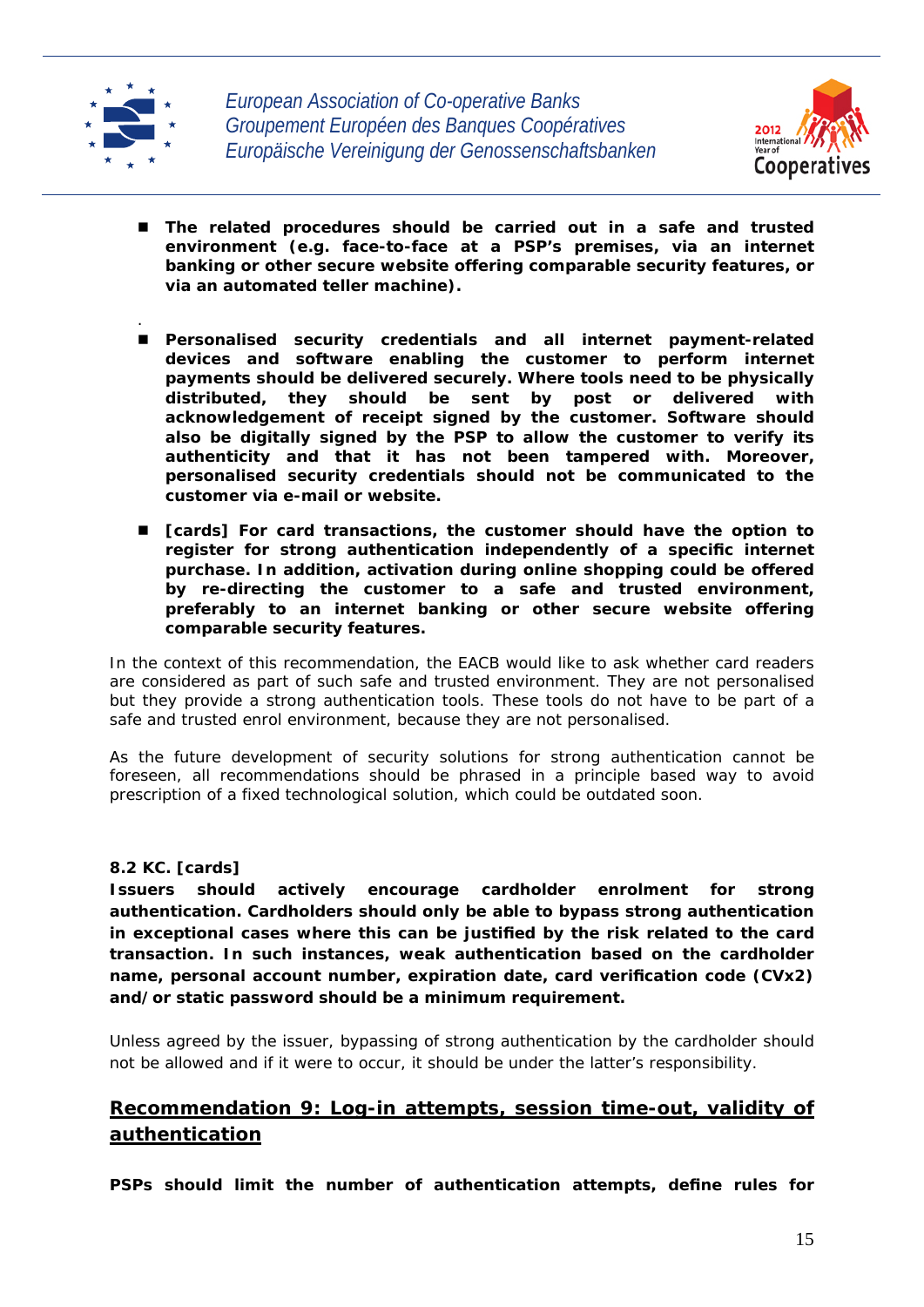- **The related procedures should be carried out in a safe and trusted environment (e.g. face-to-face at a PSP's premises, via an internet banking or other secure website offering comparable security features, or via an automated teller machine).**

- **Personalised security credentials and all internet payment-related devices and software enabling the customer to perform internet payments should be delivered securely. Where tools need to be physically distributed, they should be sent by post or delivered with acknowledgement of receipt signed by the customer. Software should also be digitally signed by the PSP to allow the customer to verify its authenticity and that it has not been tampered with. Moreover, personalised security credentials should not be communicated to the customer via e-mail or website.**

- **[cards] For card transactions, the customer should have the option to register for strong authentication independently of a specific internet purchase. In addition, activation during online shopping could be offered by re-directing the customer to a safe and trusted environment, preferably to an internet banking or other secure website offering comparable security features.**

In the context of this recommendation, the EACB would like to ask whether card readers are considered as part of such safe and trusted environment. They are not personalised but they provide a strong authentication tools. These tools do not have to be part of a safe and trusted enrol environment, because they are not personalised.

As the future development of security solutions for strong authentication cannot be foreseen, all recommendations should be phrased in a principle based way to avoid prescription of a fixed technological solution, which could be outdated soon.

**8.2 KC. [cards]**
**Issuers should actively encourage cardholder enrolment for strong authentication. Cardholders should only be able to bypass strong authentication in exceptional cases where this can be justified by the risk related to the card transaction. In such instances, weak authentication based on the cardholder name, personal account number, expiration date, card verification code (CVx2) and/or static password should be a minimum requirement.**

Unless agreed by the issuer, bypassing of strong authentication by the cardholder should not be allowed and if it were to occur, it should be under the latter's responsibility.

## Recommendation 9: Log-in attempts, session time-out, validity of authentication

**PSPs should limit the number of authentication attempts, define rules for**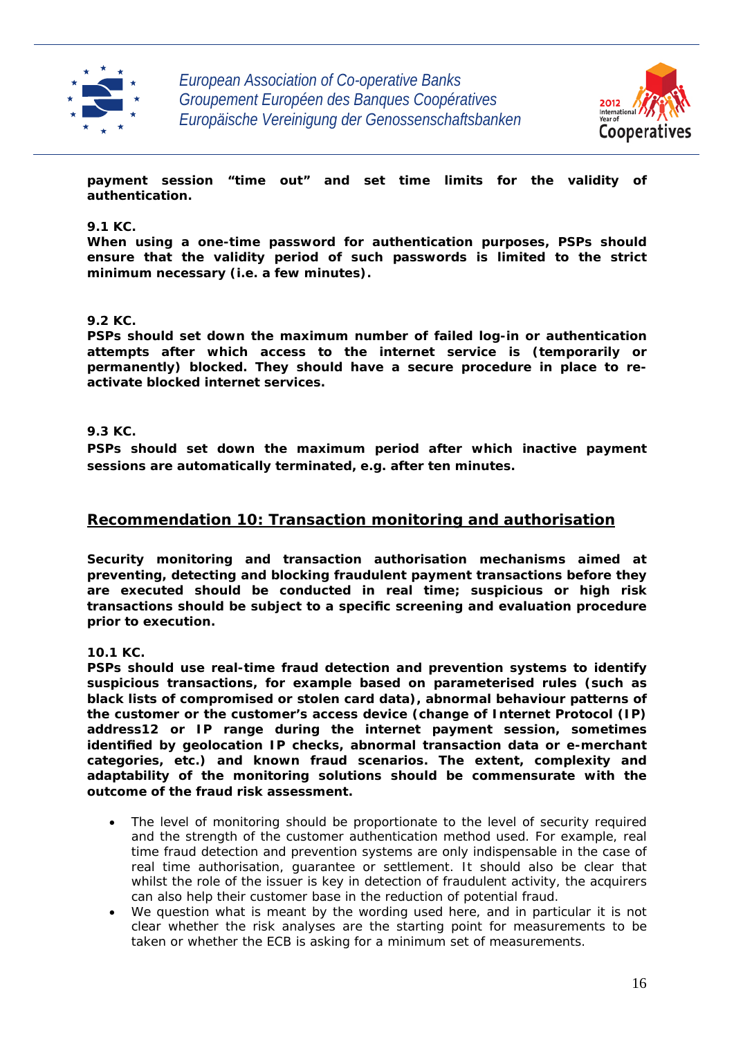**payment session "time out" and set time limits for the validity of authentication.**

**9.1 KC.**
**When using a one-time password for authentication purposes, PSPs should ensure that the validity period of such passwords is limited to the strict minimum necessary (i.e. a few minutes).**

**9.2 KC.**
**PSPs should set down the maximum number of failed log-in or authentication attempts after which access to the internet service is (temporarily or permanently) blocked. They should have a secure procedure in place to re-activate blocked internet services.**

**9.3 KC.**
**PSPs should set down the maximum period after which inactive payment sessions are automatically terminated, e.g. after ten minutes.**

## Recommendation 10: Transaction monitoring and authorisation

**Security monitoring and transaction authorisation mechanisms aimed at preventing, detecting and blocking fraudulent payment transactions before they are executed should be conducted in real time; suspicious or high risk transactions should be subject to a specific screening and evaluation procedure prior to execution.**

**10.1 KC.**
**PSPs should use real-time fraud detection and prevention systems to identify suspicious transactions, for example based on parameterised rules (such as black lists of compromised or stolen card data), abnormal behaviour patterns of the customer or the customer's access device (change of Internet Protocol (IP) address12 or IP range during the internet payment session, sometimes identified by geolocation IP checks, abnormal transaction data or e-merchant categories, etc.) and known fraud scenarios. The extent, complexity and adaptability of the monitoring solutions should be commensurate with the outcome of the fraud risk assessment.**

- The level of monitoring should be proportionate to the level of security required and the strength of the customer authentication method used. For example, real time fraud detection and prevention systems are only indispensable in the case of real time authorisation, guarantee or settlement. It should also be clear that whilst the role of the issuer is key in detection of fraudulent activity, the acquirers can also help their customer base in the reduction of potential fraud.
- We question what is meant by the wording used here, and in particular it is not clear whether the risk analyses are the starting point for measurements to be taken or whether the ECB is asking for a minimum set of measurements.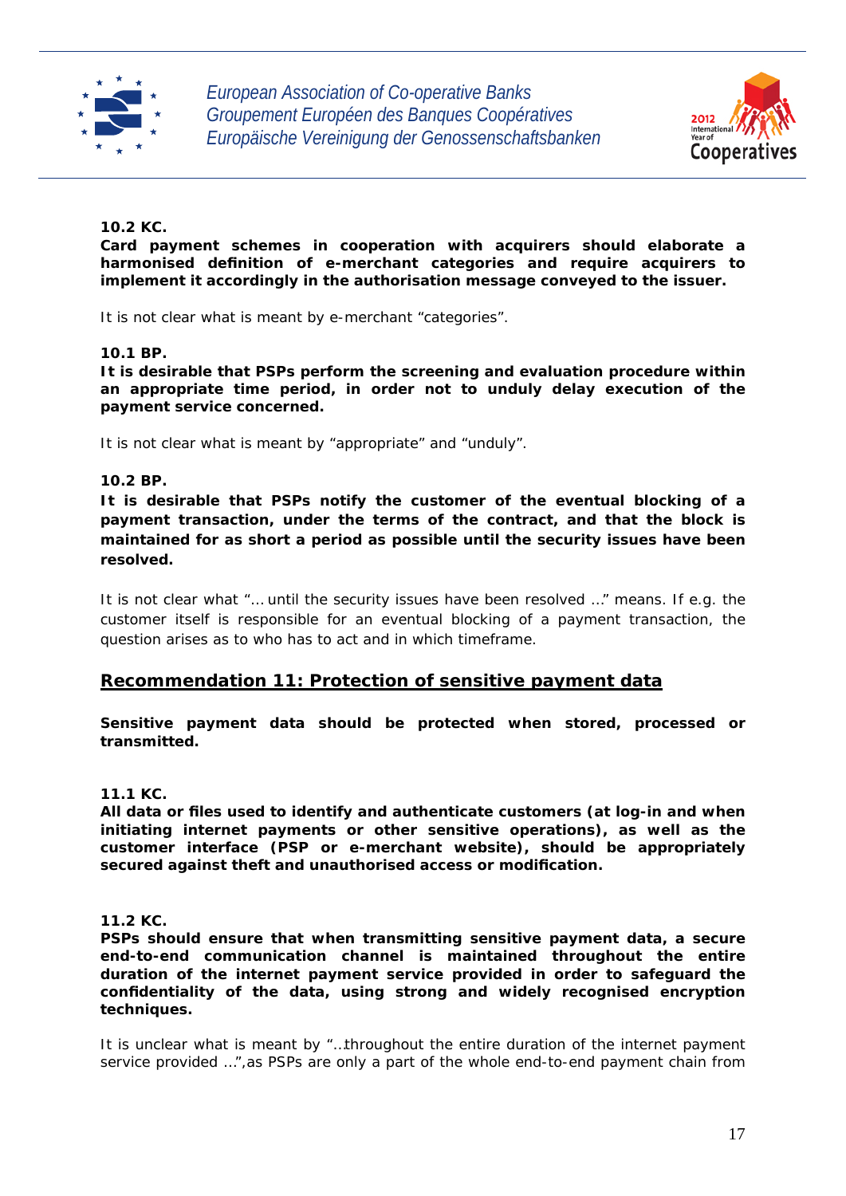**10.2 KC.**
**Card payment schemes in cooperation with acquirers should elaborate a harmonised definition of e-merchant categories and require acquirers to implement it accordingly in the authorisation message conveyed to the issuer.**

It is not clear what is meant by e-merchant "categories".

**10.1 BP.**
**It is desirable that PSPs perform the screening and evaluation procedure within an appropriate time period, in order not to unduly delay execution of the payment service concerned.**

It is not clear what is meant by "appropriate" and "unduly".

**10.2 BP.**
**It is desirable that PSPs notify the customer of the eventual blocking of a payment transaction, under the terms of the contract, and that the block is maintained for as short a period as possible until the security issues have been resolved.**

It is not clear what "… until the security issues have been resolved …" means. If e.g. the customer itself is responsible for an eventual blocking of a payment transaction, the question arises as to who has to act and in which timeframe.

## Recommendation 11: Protection of sensitive payment data

**Sensitive payment data should be protected when stored, processed or transmitted.**

**11.1 KC.**
**All data or files used to identify and authenticate customers (at log-in and when initiating internet payments or other sensitive operations), as well as the customer interface (PSP or e-merchant website), should be appropriately secured against theft and unauthorised access or modification.**

**11.2 KC.**
**PSPs should ensure that when transmitting sensitive payment data, a secure end-to-end communication channel is maintained throughout the entire duration of the internet payment service provided in order to safeguard the confidentiality of the data, using strong and widely recognised encryption techniques.**

It is unclear what is meant by "…throughout the entire duration of the internet payment service provided …",as PSPs are only a part of the whole end-to-end payment chain from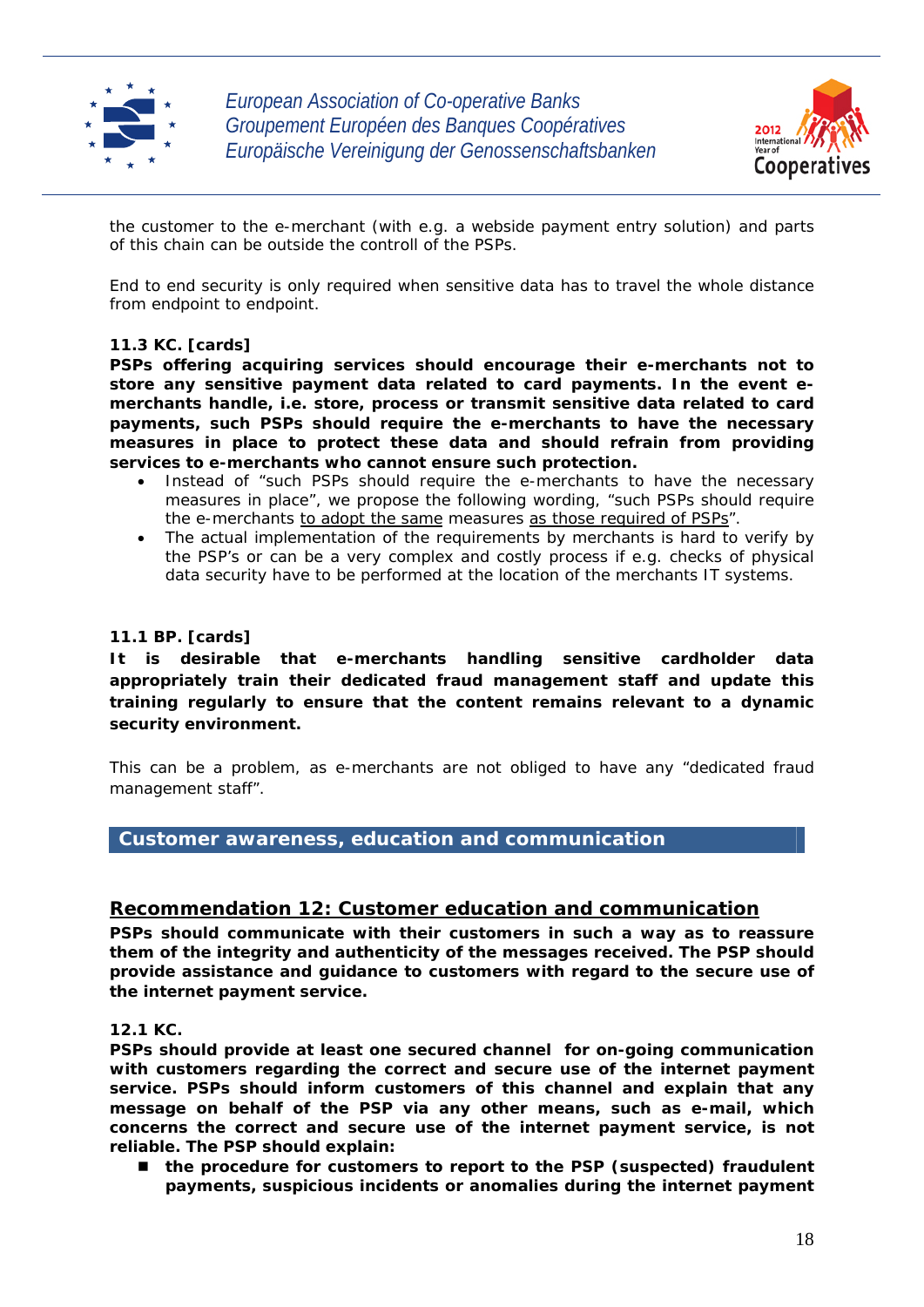the customer to the e-merchant (with e.g. a webside payment entry solution) and parts of this chain can be outside the controll of the PSPs.

End to end security is only required when sensitive data has to travel the whole distance from endpoint to endpoint.

**11.3 KC. [cards]**

**PSPs offering acquiring services should encourage their e-merchants not to store any sensitive payment data related to card payments. In the event e-merchants handle, i.e. store, process or transmit sensitive data related to card payments, such PSPs should require the e-merchants to have the necessary measures in place to protect these data and should refrain from providing services to e-merchants who cannot ensure such protection.**

- Instead of "such PSPs should require the e-merchants to have the necessary measures in place", we propose the following wording, "such PSPs should require the e-merchants <u>to adopt the same</u> measures <u>as those required of PSPs</u>".
- The actual implementation of the requirements by merchants is hard to verify by the PSP's or can be a very complex and costly process if e.g. checks of physical data security have to be performed at the location of the merchants IT systems.

**11.1 BP. [cards]**

**It is desirable that e-merchants handling sensitive cardholder data appropriately train their dedicated fraud management staff and update this training regularly to ensure that the content remains relevant to a dynamic security environment.**

This can be a problem, as e-merchants are not obliged to have any "dedicated fraud management staff".

## Customer awareness, education and communication

### <u>Recommendation 12: Customer education and communication</u>

**PSPs should communicate with their customers in such a way as to reassure them of the integrity and authenticity of the messages received. The PSP should provide assistance and guidance to customers with regard to the secure use of the internet payment service.**

**12.1 KC.**

**PSPs should provide at least one secured channel for on-going communication with customers regarding the correct and secure use of the internet payment service. PSPs should inform customers of this channel and explain that any message on behalf of the PSP via any other means, such as e-mail, which concerns the correct and secure use of the internet payment service, is not reliable. The PSP should explain:**

- **the procedure for customers to report to the PSP (suspected) fraudulent payments, suspicious incidents or anomalies during the internet payment**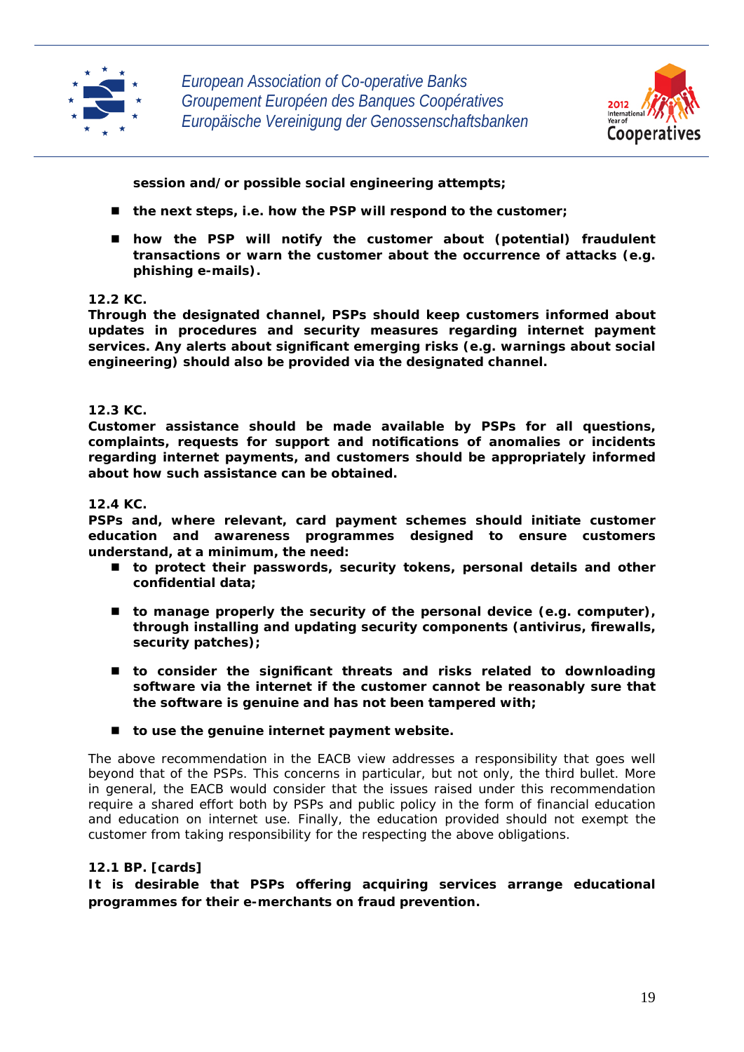**session and/or possible social engineering attempts;**

- **the next steps, i.e. how the PSP will respond to the customer;**

- **how the PSP will notify the customer about (potential) fraudulent transactions or warn the customer about the occurrence of attacks (e.g. phishing e-mails).**

**12.2 KC.**
**Through the designated channel, PSPs should keep customers informed about updates in procedures and security measures regarding internet payment services. Any alerts about significant emerging risks (e.g. warnings about social engineering) should also be provided via the designated channel.**

**12.3 KC.**
**Customer assistance should be made available by PSPs for all questions, complaints, requests for support and notifications of anomalies or incidents regarding internet payments, and customers should be appropriately informed about how such assistance can be obtained.**

**12.4 KC.**
**PSPs and, where relevant, card payment schemes should initiate customer education and awareness programmes designed to ensure customers understand, at a minimum, the need:**

- **to protect their passwords, security tokens, personal details and other confidential data;**

- **to manage properly the security of the personal device (e.g. computer), through installing and updating security components (antivirus, firewalls, security patches);**

- **to consider the significant threats and risks related to downloading software via the internet if the customer cannot be reasonably sure that the software is genuine and has not been tampered with;**

- **to use the genuine internet payment website.**

The above recommendation in the EACB view addresses a responsibility that goes well beyond that of the PSPs. This concerns in particular, but not only, the third bullet. More in general, the EACB would consider that the issues raised under this recommendation require a shared effort both by PSPs and public policy in the form of financial education and education on internet use. Finally, the education provided should not exempt the customer from taking responsibility for the respecting the above obligations.

**12.1 BP. [cards]**
**It is desirable that PSPs offering acquiring services arrange educational programmes for their e-merchants on fraud prevention.**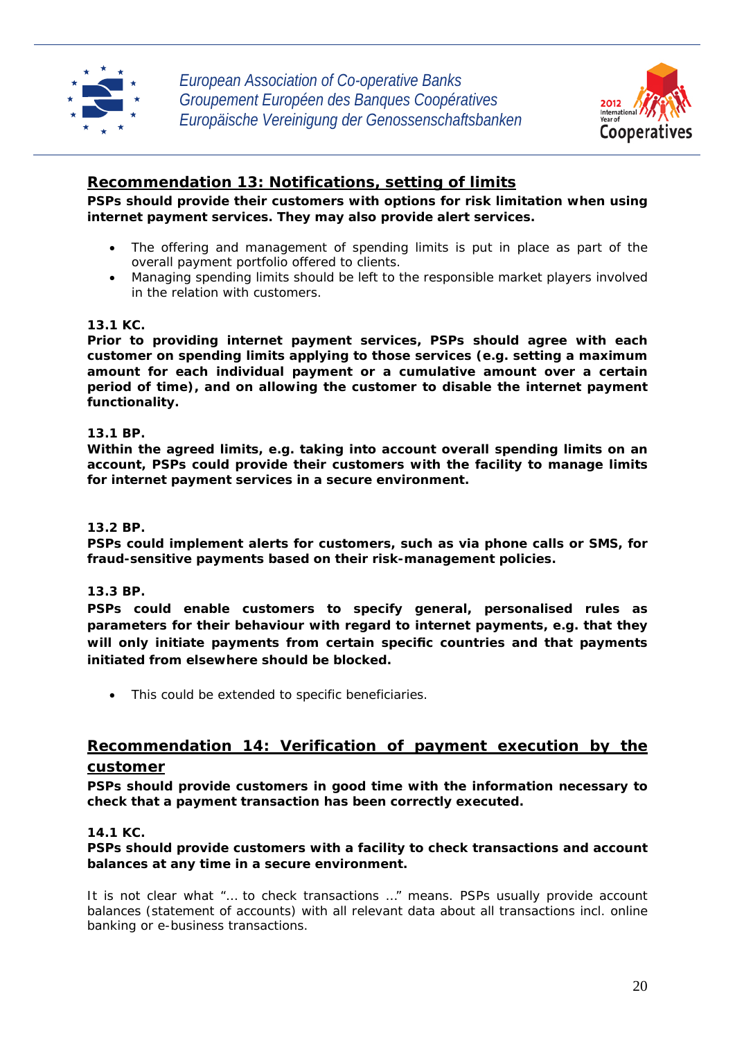## Recommendation 13: Notifications, setting of limits

**PSPs should provide their customers with options for risk limitation when using internet payment services. They may also provide alert services.**

- The offering and management of spending limits is put in place as part of the overall payment portfolio offered to clients.
- Managing spending limits should be left to the responsible market players involved in the relation with customers.

**13.1 KC.**

**Prior to providing internet payment services, PSPs should agree with each customer on spending limits applying to those services (e.g. setting a maximum amount for each individual payment or a cumulative amount over a certain period of time), and on allowing the customer to disable the internet payment functionality.**

**13.1 BP.**

**Within the agreed limits, e.g. taking into account overall spending limits on an account, PSPs could provide their customers with the facility to manage limits for internet payment services in a secure environment.**

**13.2 BP.**

**PSPs could implement alerts for customers, such as via phone calls or SMS, for fraud-sensitive payments based on their risk-management policies.**

**13.3 BP.**

**PSPs could enable customers to specify general, personalised rules as parameters for their behaviour with regard to internet payments, e.g. that they will only initiate payments from certain specific countries and that payments initiated from elsewhere should be blocked.**

- This could be extended to specific beneficiaries.

## Recommendation 14: Verification of payment execution by the customer

**PSPs should provide customers in good time with the information necessary to check that a payment transaction has been correctly executed.**

**14.1 KC.**

**PSPs should provide customers with a facility to check transactions and account balances at any time in a secure environment.**

It is not clear what "… to check transactions …" means. PSPs usually provide account balances (statement of accounts) with all relevant data about all transactions incl. online banking or e-business transactions.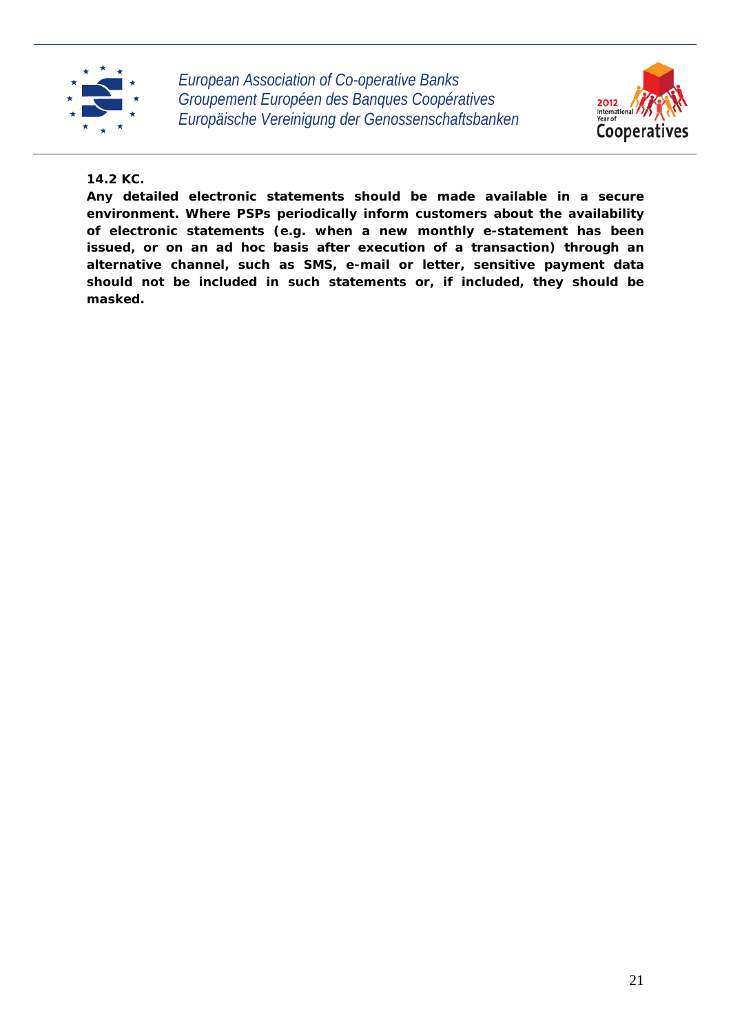**14.2 KC.**

**Any detailed electronic statements should be made available in a secure environment. Where PSPs periodically inform customers about the availability of electronic statements (e.g. when a new monthly e-statement has been issued, or on an ad hoc basis after execution of a transaction) through an alternative channel, such as SMS, e-mail or letter, sensitive payment data should not be included in such statements or, if included, they should be masked.**